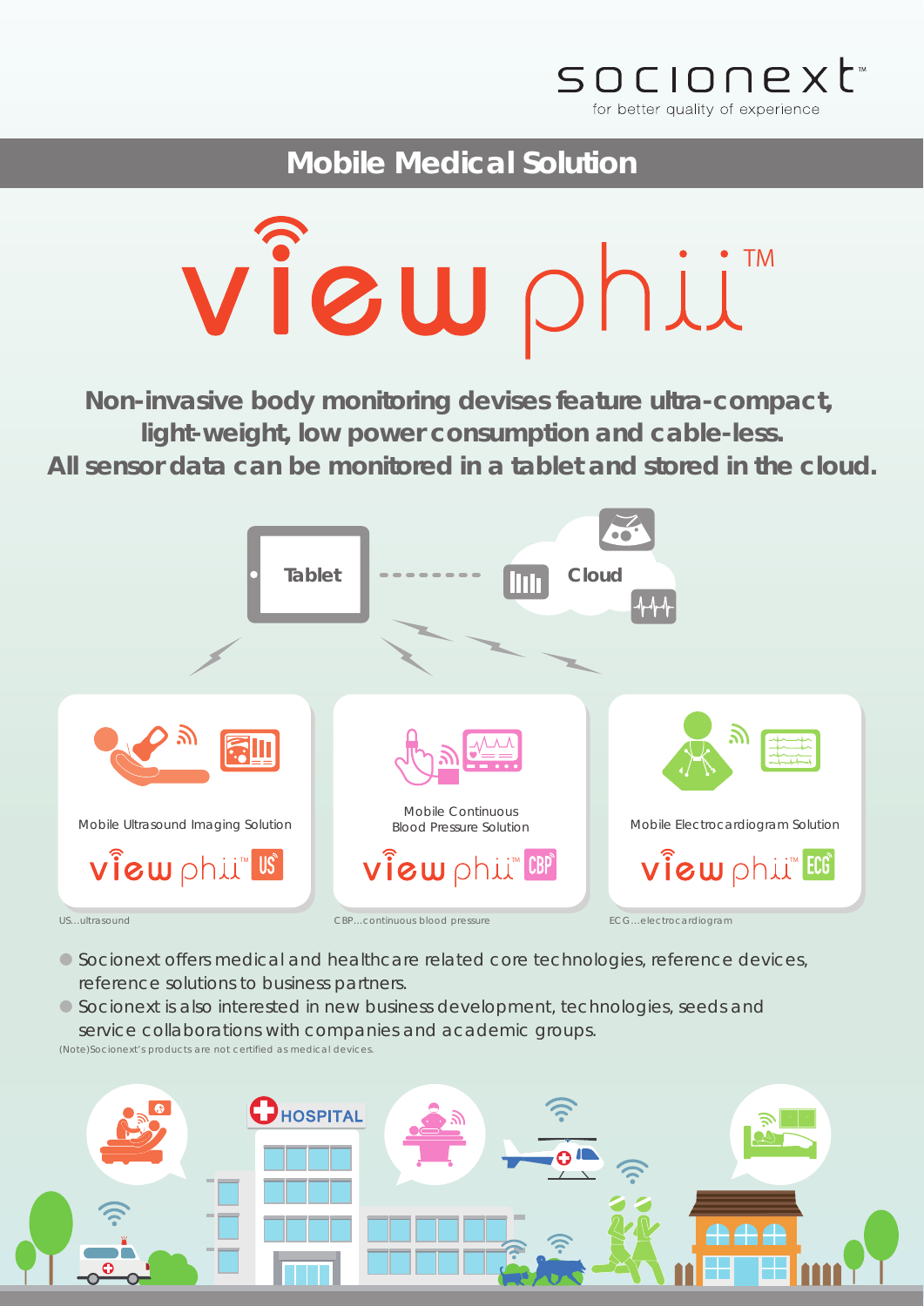socionext™
for better quality of experience

# Mobile Medical Solution

# viewphii™

**Non-invasive body monitoring devises feature ultra-compact, light-weight, low power consumption and cable-less.**
**All sensor data can be monitored in a tablet and stored in the cloud.**

Tablet

Cloud

Mobile Ultrasound Imaging Solution
viewphii™ US

Mobile Continuous Blood Pressure Solution
viewphii™ CBP

Mobile Electrocardiogram Solution
viewphii™ ECG

US...ultrasound

CBP...continuous blood pressure

ECG...electrocardiogram

- Socionext offers medical and healthcare related core technologies, reference devices, reference solutions to business partners.
- Socionext is also interested in new business development, technologies, seeds and service collaborations with companies and academic groups.

(Note)Socionext's products are not certified as medical devices.

HOSPITAL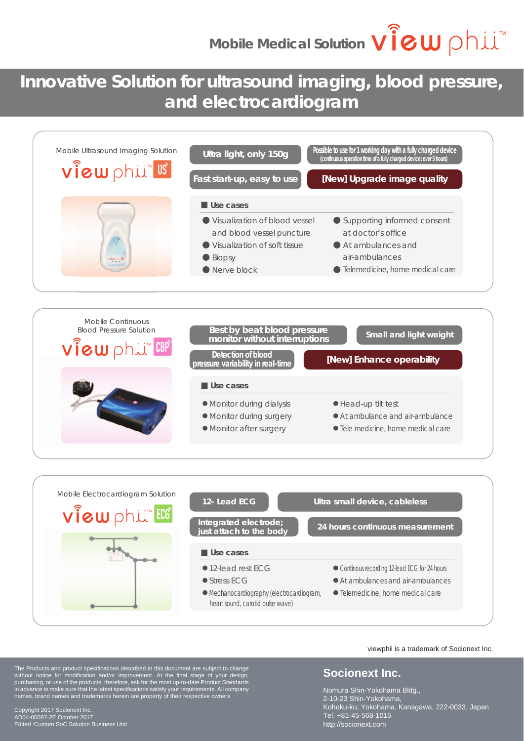Mobile Medical Solution viewphii™

# Innovative Solution for ultrasound imaging, blood pressure, and electrocardiogram

## Mobile Ultrasound Imaging Solution

viewphii™ US

- Ultra light, only 150g
- Possible to use for 1 working day with a fully charged device (continuous operation time of a fully charged device: over 5 hours)
- Fast start-up, easy to use
- [New] Upgrade image quality

### Use cases

- Visualization of blood vessel and blood vessel puncture
- Visualization of soft tissue
- Biopsy
- Nerve block
- Supporting informed consent at doctor's office
- At ambulances and air-ambulances
- Telemedicine, home medical care

## Mobile Continuous Blood Pressure Solution

viewphii™ CBP

- Best by beat blood pressure monitor without interruptions
- Small and light weight
- Detection of blood pressure variability in real-time
- [New] Enhance operability

### Use cases

- Monitor during dialysis
- Monitor during surgery
- Monitor after surgery
- Head-up tilt test
- At ambulance and air-ambulance
- Tele medicine, home medical care

## Mobile Electrocardiogram Solution

viewphii™ ECG

- 12- Lead ECG
- Ultra small device, cableless
- Integrated electrode; just attach to the body
- 24 hours continuous measurement

### Use cases

- 12-lead rest ECG
- Stress ECG
- Mechanocardiography (electrocardiogram, heart sound, carotid pulse wave)
- Continous recording 12-lead ECG for 24 hours
- At ambulances and air-ambulances
- Telemedicine, home medical care

viewphii is a trademark of Socionext Inc.

The Products and product specifications described in this document are subject to change without notice for modification and/or improvement. At the final stage of your design, purchasing, or use of the products, therefore, ask for the most up-to-date Product Standards in advance to make sure that the latest specifications satisfy your requirements. All company names, brand names and trademarks herein are property of their respective owners.

Copyright 2017 Socionext Inc.
AD04-00087-2E October 2017
Edited :Custom SoC Solution Business Unit

## Socionext Inc.

Nomura Shin-Yokohama Bldg.,
2-10-23 Shin-Yokohama,
Kohoku-ku, Yokohama, Kanagawa, 222-0033, Japan
Tel. +81-45-568-1015
http://socionext.com